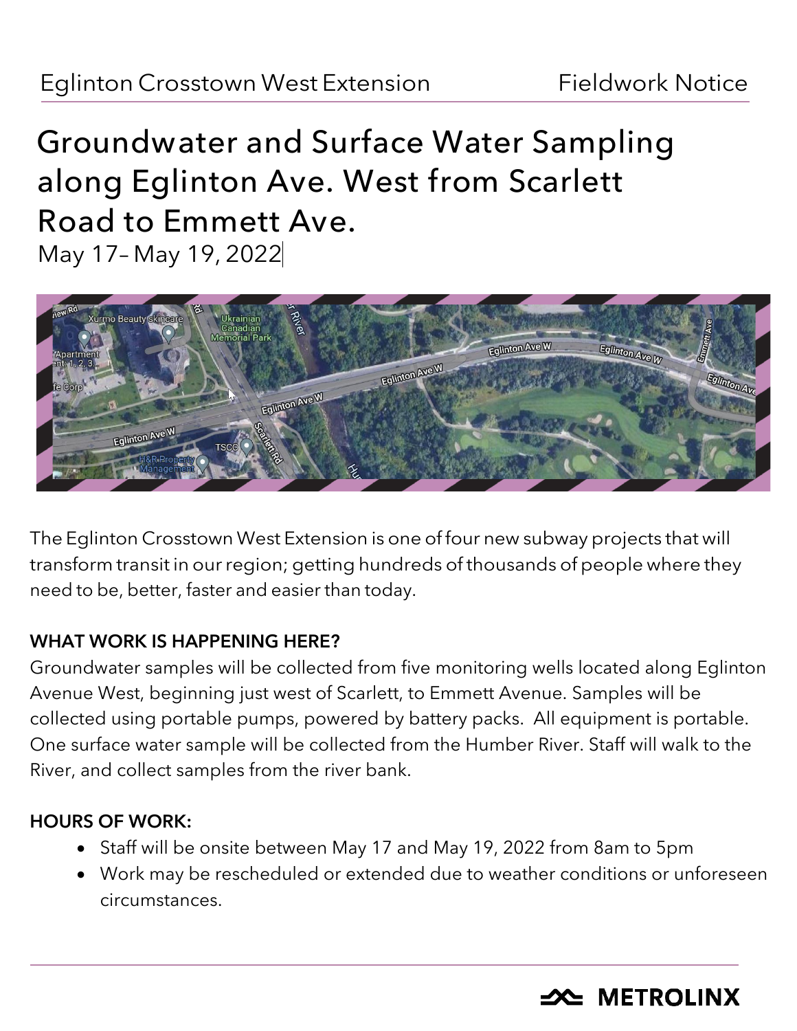Eglinton Crosstown West Extension | Fieldwork Notice

# Groundwater and Surface Water Sampling along Eglinton Ave. West from Scarlett Road to Emmett Ave.

May 17– May 19, 2022

The Eglinton Crosstown West Extension is one of four new subway projects that will transform transit in our region; getting hundreds of thousands of people where they need to be, better, faster and easier than today.

**WHAT WORK IS HAPPENING HERE?**

Groundwater samples will be collected from five monitoring wells located along Eglinton Avenue West, beginning just west of Scarlett, to Emmett Avenue. Samples will be collected using portable pumps, powered by battery packs. All equipment is portable. One surface water sample will be collected from the Humber River. Staff will walk to the River, and collect samples from the river bank.

**HOURS OF WORK:**

- Staff will be onsite between May 17 and May 19, 2022 from 8am to 5pm
- Work may be rescheduled or extended due to weather conditions or unforeseen circumstances.

METROLINX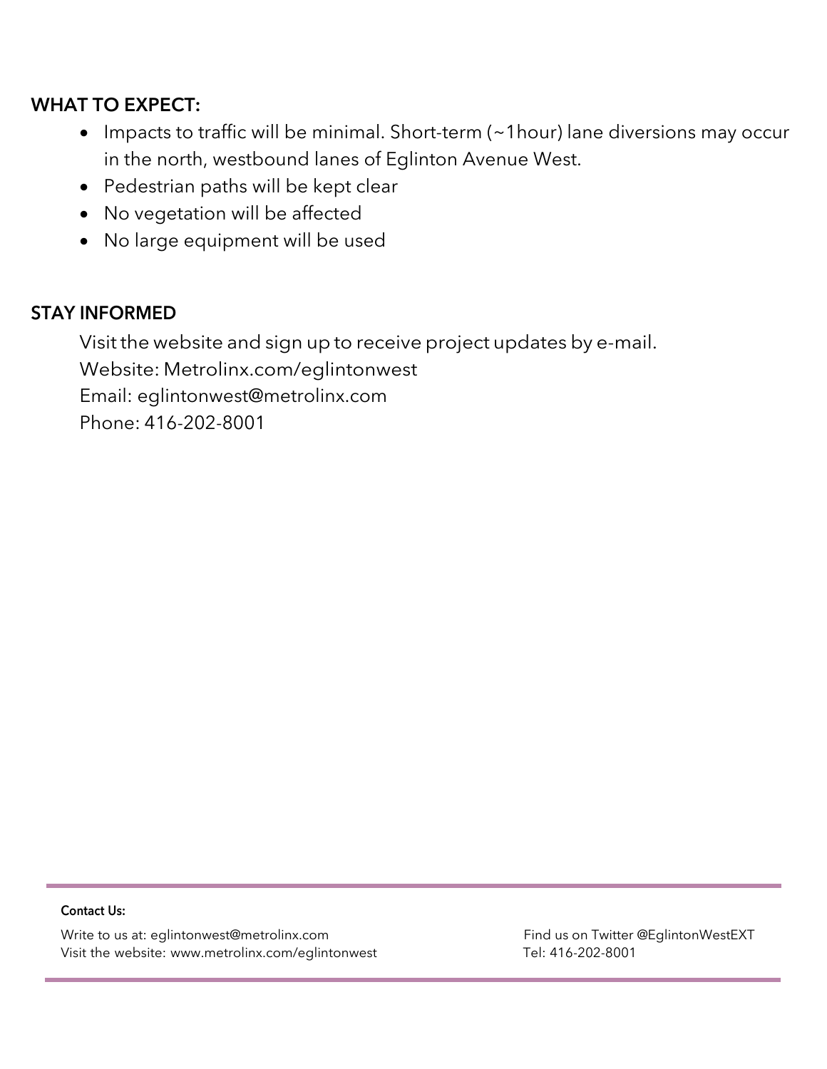## WHAT TO EXPECT:

- Impacts to traffic will be minimal. Short-term (~1hour) lane diversions may occur in the north, westbound lanes of Eglinton Avenue West.
- Pedestrian paths will be kept clear
- No vegetation will be affected
- No large equipment will be used

## STAY INFORMED

Visit the website and sign up to receive project updates by e-mail.
Website: Metrolinx.com/eglintonwest
Email: eglintonwest@metrolinx.com
Phone: 416-202-8001

**Contact Us:**

Write to us at: eglintonwest@metrolinx.com
Visit the website: www.metrolinx.com/eglintonwest

Find us on Twitter @EglintonWestEXT
Tel: 416-202-8001